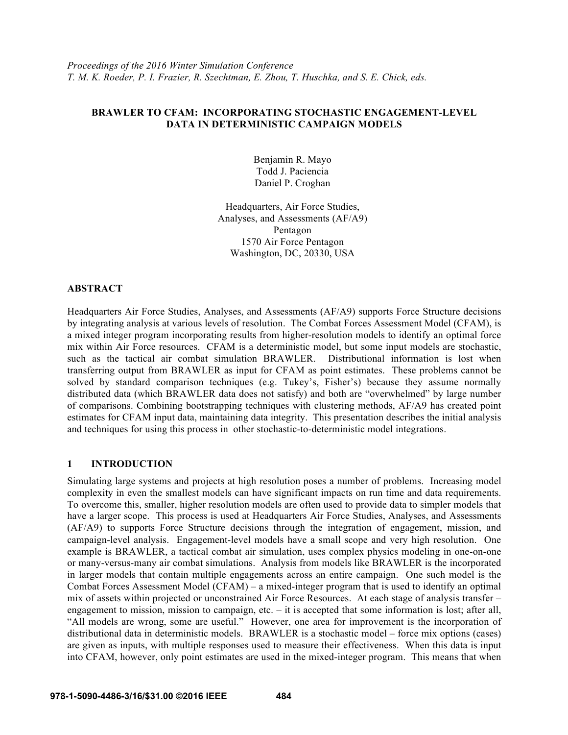*Proceedings of the 2016 Winter Simulation Conference*
*T. M. K. Roeder, P. I. Frazier, R. Szechtman, E. Zhou, T. Huschka, and S. E. Chick, eds.*

# BRAWLER TO CFAM: INCORPORATING STOCHASTIC ENGAGEMENT-LEVEL DATA IN DETERMINISTIC CAMPAIGN MODELS

Benjamin R. Mayo
Todd J. Paciencia
Daniel P. Croghan

Headquarters, Air Force Studies,
Analyses, and Assessments (AF/A9)
Pentagon
1570 Air Force Pentagon
Washington, DC, 20330, USA

## ABSTRACT

Headquarters Air Force Studies, Analyses, and Assessments (AF/A9) supports Force Structure decisions by integrating analysis at various levels of resolution. The Combat Forces Assessment Model (CFAM), is a mixed integer program incorporating results from higher-resolution models to identify an optimal force mix within Air Force resources. CFAM is a deterministic model, but some input models are stochastic, such as the tactical air combat simulation BRAWLER. Distributional information is lost when transferring output from BRAWLER as input for CFAM as point estimates. These problems cannot be solved by standard comparison techniques (e.g. Tukey's, Fisher's) because they assume normally distributed data (which BRAWLER data does not satisfy) and both are "overwhelmed" by large number of comparisons. Combining bootstrapping techniques with clustering methods, AF/A9 has created point estimates for CFAM input data, maintaining data integrity. This presentation describes the initial analysis and techniques for using this process in other stochastic-to-deterministic model integrations.

## 1 INTRODUCTION

Simulating large systems and projects at high resolution poses a number of problems. Increasing model complexity in even the smallest models can have significant impacts on run time and data requirements. To overcome this, smaller, higher resolution models are often used to provide data to simpler models that have a larger scope. This process is used at Headquarters Air Force Studies, Analyses, and Assessments (AF/A9) to supports Force Structure decisions through the integration of engagement, mission, and campaign-level analysis. Engagement-level models have a small scope and very high resolution. One example is BRAWLER, a tactical combat air simulation, uses complex physics modeling in one-on-one or many-versus-many air combat simulations. Analysis from models like BRAWLER is the incorporated in larger models that contain multiple engagements across an entire campaign. One such model is the Combat Forces Assessment Model (CFAM) – a mixed-integer program that is used to identify an optimal mix of assets within projected or unconstrained Air Force Resources. At each stage of analysis transfer – engagement to mission, mission to campaign, etc. – it is accepted that some information is lost; after all, "All models are wrong, some are useful." However, one area for improvement is the incorporation of distributional data in deterministic models. BRAWLER is a stochastic model – force mix options (cases) are given as inputs, with multiple responses used to measure their effectiveness. When this data is input into CFAM, however, only point estimates are used in the mixed-integer program. This means that when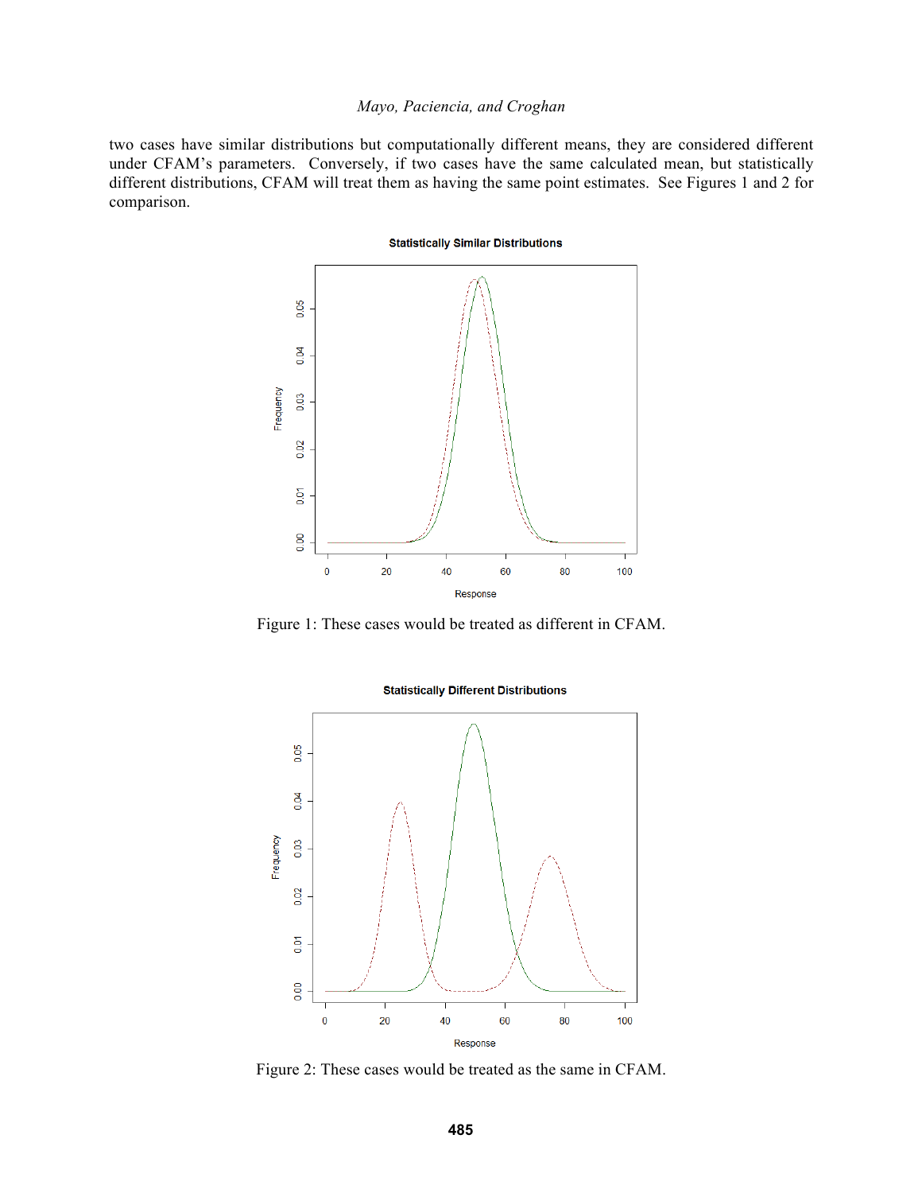two cases have similar distributions but computationally different means, they are considered different under CFAM's parameters. Conversely, if two cases have the same calculated mean, but statistically different distributions, CFAM will treat them as having the same point estimates. See Figures 1 and 2 for comparison.

Figure 1: These cases would be treated as different in CFAM.

Figure 2: These cases would be treated as the same in CFAM.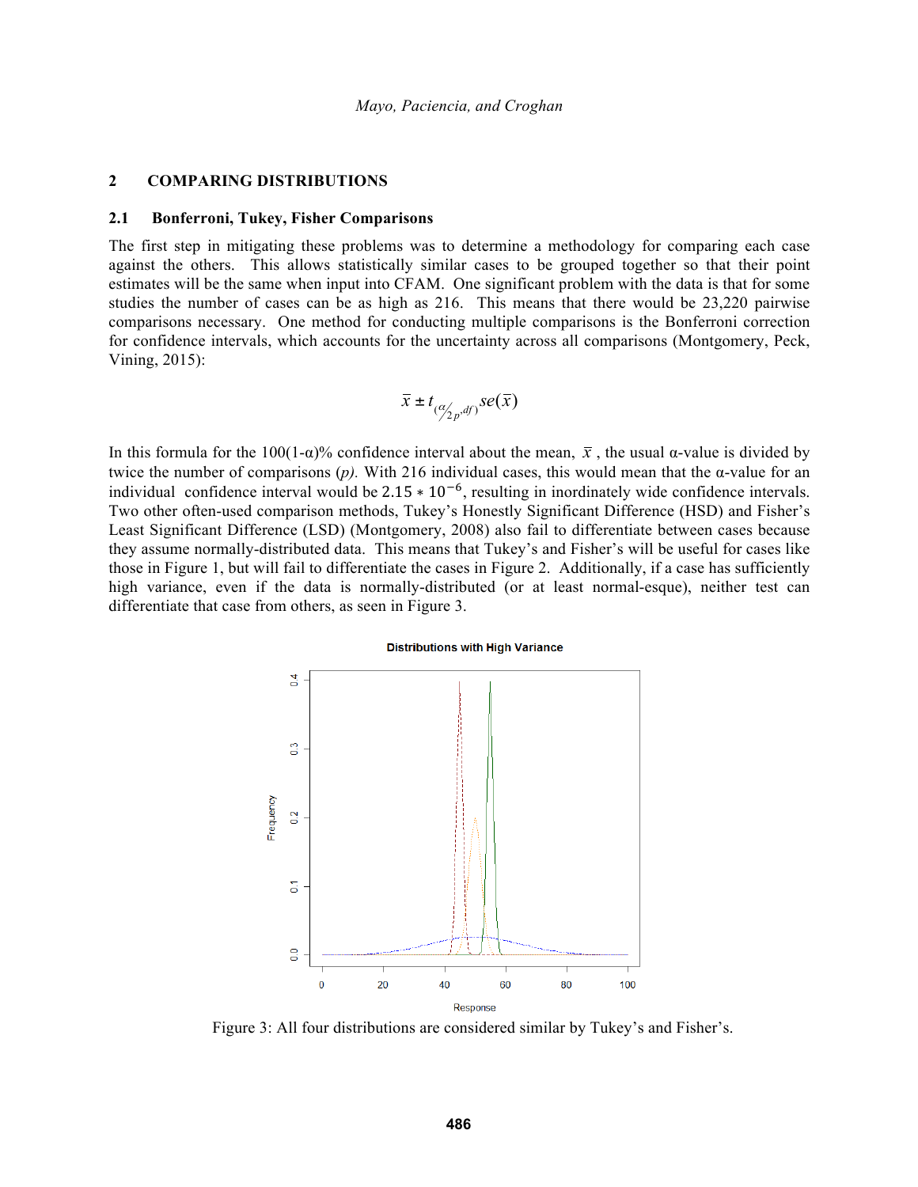## 2 COMPARING DISTRIBUTIONS

### 2.1 Bonferroni, Tukey, Fisher Comparisons

The first step in mitigating these problems was to determine a methodology for comparing each case against the others. This allows statistically similar cases to be grouped together so that their point estimates will be the same when input into CFAM. One significant problem with the data is that for some studies the number of cases can be as high as 216. This means that there would be 23,220 pairwise comparisons necessary. One method for conducting multiple comparisons is the Bonferroni correction for confidence intervals, which accounts for the uncertainty across all comparisons (Montgomery, Peck, Vining, 2015):

$$\bar{x} \pm t_{(\alpha/_{2p}, df)} se(\bar{x})$$

In this formula for the 100(1-α)% confidence interval about the mean, $\bar{x}$, the usual α-value is divided by twice the number of comparisons (*p).* With 216 individual cases, this would mean that the α-value for an individual confidence interval would be $2.15 * 10^{-6}$, resulting in inordinately wide confidence intervals. Two other often-used comparison methods, Tukey's Honestly Significant Difference (HSD) and Fisher's Least Significant Difference (LSD) (Montgomery, 2008) also fail to differentiate between cases because they assume normally-distributed data. This means that Tukey's and Fisher's will be useful for cases like those in Figure 1, but will fail to differentiate the cases in Figure 2. Additionally, if a case has sufficiently high variance, even if the data is normally-distributed (or at least normal-esque), neither test can differentiate that case from others, as seen in Figure 3.

Figure 3: All four distributions are considered similar by Tukey's and Fisher's.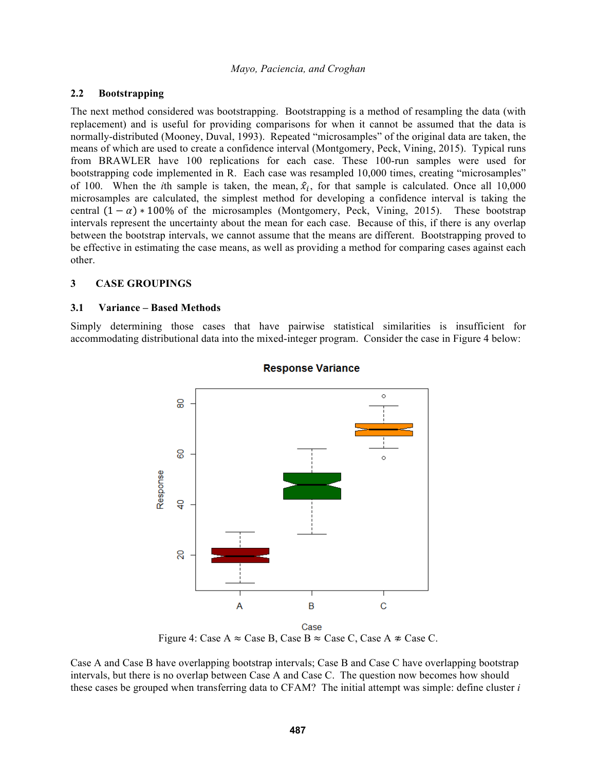### 2.2 Bootstrapping

The next method considered was bootstrapping. Bootstrapping is a method of resampling the data (with replacement) and is useful for providing comparisons for when it cannot be assumed that the data is normally-distributed (Mooney, Duval, 1993). Repeated "microsamples" of the original data are taken, the means of which are used to create a confidence interval (Montgomery, Peck, Vining, 2015). Typical runs from BRAWLER have 100 replications for each case. These 100-run samples were used for bootstrapping code implemented in R. Each case was resampled 10,000 times, creating "microsamples" of 100. When the *i*th sample is taken, the mean, $\hat{x}_i$, for that sample is calculated. Once all 10,000 microsamples are calculated, the simplest method for developing a confidence interval is taking the central $(1-\alpha) * 100\%$ of the microsamples (Montgomery, Peck, Vining, 2015). These bootstrap intervals represent the uncertainty about the mean for each case. Because of this, if there is any overlap between the bootstrap intervals, we cannot assume that the means are different. Bootstrapping proved to be effective in estimating the case means, as well as providing a method for comparing cases against each other.

## 3 CASE GROUPINGS

### 3.1 Variance – Based Methods

Simply determining those cases that have pairwise statistical similarities is insufficient for accommodating distributional data into the mixed-integer program. Consider the case in Figure 4 below:

Figure 4: Case A ≈ Case B, Case B ≈ Case C, Case A ≉ Case C.

Case A and Case B have overlapping bootstrap intervals; Case B and Case C have overlapping bootstrap intervals, but there is no overlap between Case A and Case C. The question now becomes how should these cases be grouped when transferring data to CFAM? The initial attempt was simple: define cluster *i*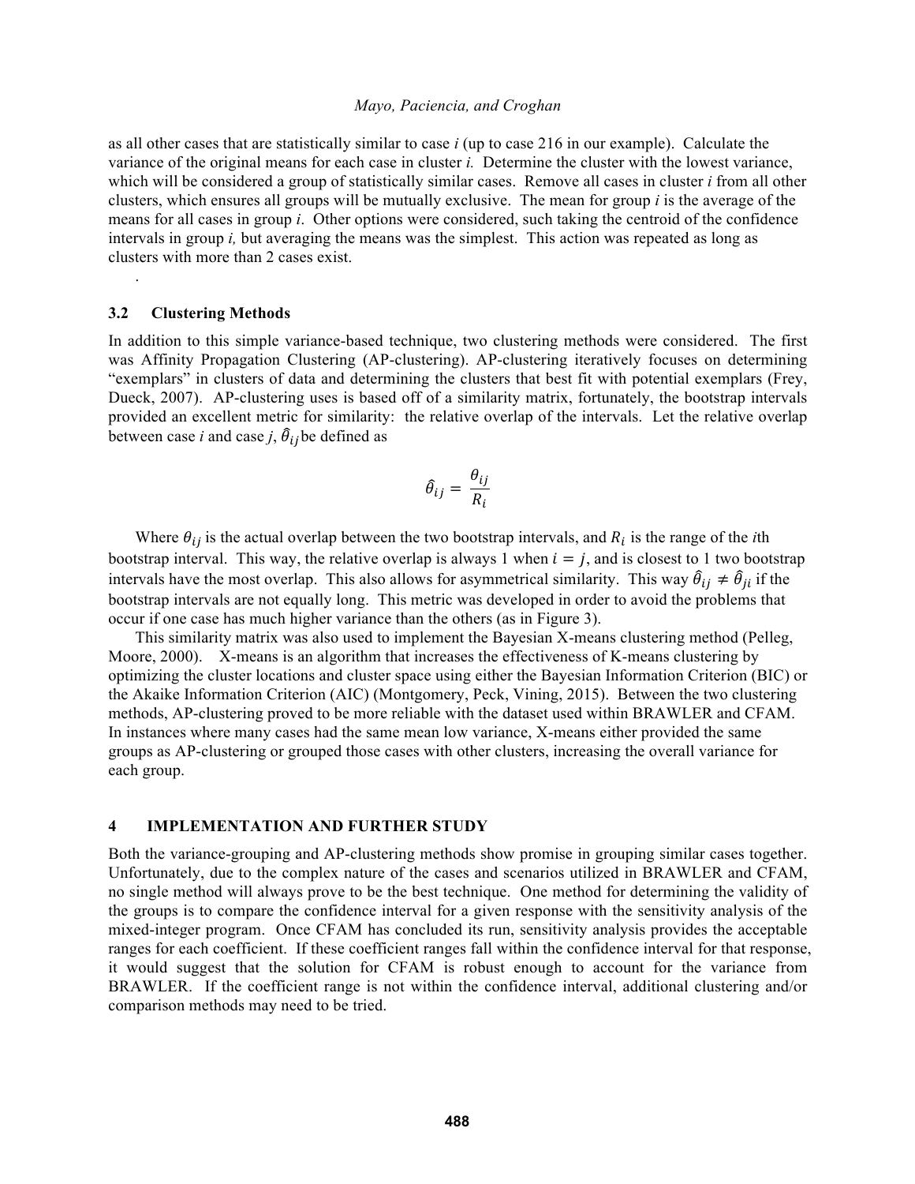as all other cases that are statistically similar to case $i$ (up to case 216 in our example). Calculate the variance of the original means for each case in cluster $i$. Determine the cluster with the lowest variance, which will be considered a group of statistically similar cases. Remove all cases in cluster $i$ from all other clusters, which ensures all groups will be mutually exclusive. The mean for group $i$ is the average of the means for all cases in group $i$. Other options were considered, such taking the centroid of the confidence intervals in group $i$, but averaging the means was the simplest. This action was repeated as long as clusters with more than 2 cases exist.

.

### 3.2 Clustering Methods

In addition to this simple variance-based technique, two clustering methods were considered. The first was Affinity Propagation Clustering (AP-clustering). AP-clustering iteratively focuses on determining "exemplars" in clusters of data and determining the clusters that best fit with potential exemplars (Frey, Dueck, 2007). AP-clustering uses is based off of a similarity matrix, fortunately, the bootstrap intervals provided an excellent metric for similarity: the relative overlap of the intervals. Let the relative overlap between case $i$ and case $j$, $\hat{\theta}_{ij}$ be defined as

$$\hat{\theta}_{ij} = \frac{\theta_{ij}}{R_i}$$

Where $\theta_{ij}$ is the actual overlap between the two bootstrap intervals, and $R_i$ is the range of the $i$th bootstrap interval. This way, the relative overlap is always 1 when $i = j$, and is closest to 1 two bootstrap intervals have the most overlap. This also allows for asymmetrical similarity. This way $\hat{\theta}_{ij} \neq \hat{\theta}_{ji}$ if the bootstrap intervals are not equally long. This metric was developed in order to avoid the problems that occur if one case has much higher variance than the others (as in Figure 3).

This similarity matrix was also used to implement the Bayesian X-means clustering method (Pelleg, Moore, 2000). X-means is an algorithm that increases the effectiveness of K-means clustering by optimizing the cluster locations and cluster space using either the Bayesian Information Criterion (BIC) or the Akaike Information Criterion (AIC) (Montgomery, Peck, Vining, 2015). Between the two clustering methods, AP-clustering proved to be more reliable with the dataset used within BRAWLER and CFAM. In instances where many cases had the same mean low variance, X-means either provided the same groups as AP-clustering or grouped those cases with other clusters, increasing the overall variance for each group.

## 4 IMPLEMENTATION AND FURTHER STUDY

Both the variance-grouping and AP-clustering methods show promise in grouping similar cases together. Unfortunately, due to the complex nature of the cases and scenarios utilized in BRAWLER and CFAM, no single method will always prove to be the best technique. One method for determining the validity of the groups is to compare the confidence interval for a given response with the sensitivity analysis of the mixed-integer program. Once CFAM has concluded its run, sensitivity analysis provides the acceptable ranges for each coefficient. If these coefficient ranges fall within the confidence interval for that response, it would suggest that the solution for CFAM is robust enough to account for the variance from BRAWLER. If the coefficient range is not within the confidence interval, additional clustering and/or comparison methods may need to be tried.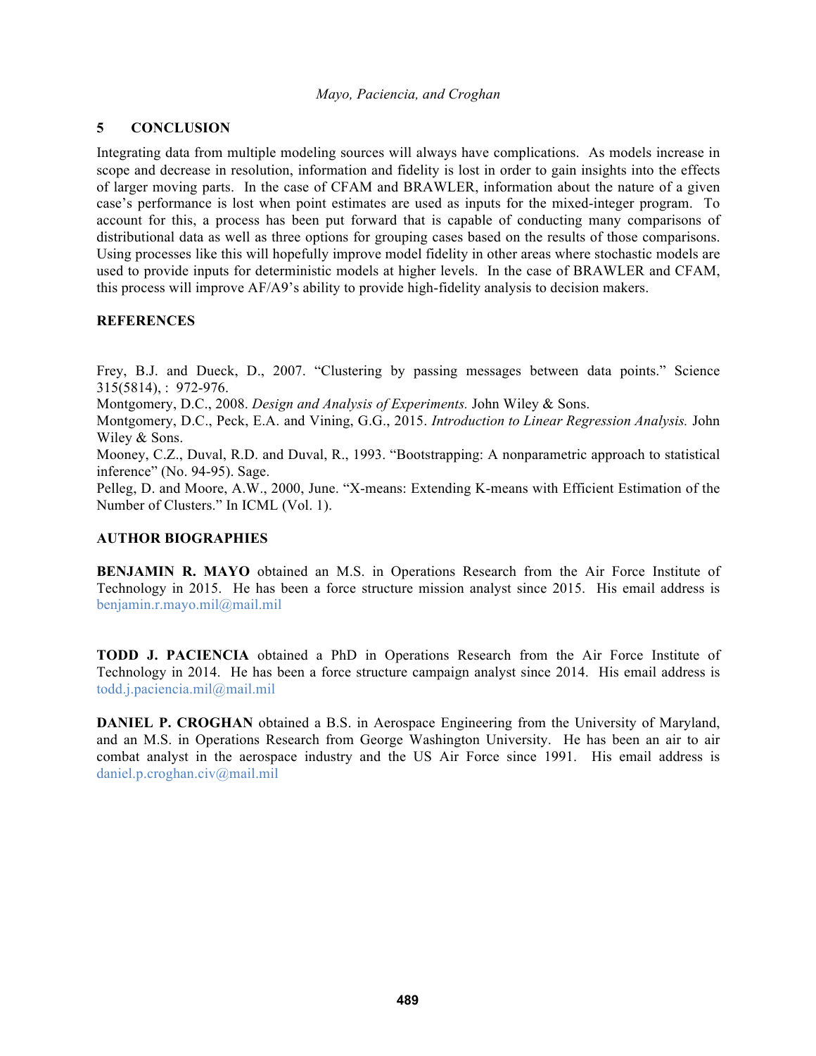## 5 CONCLUSION

Integrating data from multiple modeling sources will always have complications. As models increase in scope and decrease in resolution, information and fidelity is lost in order to gain insights into the effects of larger moving parts. In the case of CFAM and BRAWLER, information about the nature of a given case's performance is lost when point estimates are used as inputs for the mixed-integer program. To account for this, a process has been put forward that is capable of conducting many comparisons of distributional data as well as three options for grouping cases based on the results of those comparisons. Using processes like this will hopefully improve model fidelity in other areas where stochastic models are used to provide inputs for deterministic models at higher levels. In the case of BRAWLER and CFAM, this process will improve AF/A9's ability to provide high-fidelity analysis to decision makers.

## REFERENCES

Frey, B.J. and Dueck, D., 2007. "Clustering by passing messages between data points." Science 315(5814), : 972-976.

Montgomery, D.C., 2008. *Design and Analysis of Experiments.* John Wiley & Sons.

Montgomery, D.C., Peck, E.A. and Vining, G.G., 2015. *Introduction to Linear Regression Analysis.* John Wiley & Sons.

Mooney, C.Z., Duval, R.D. and Duval, R., 1993. "Bootstrapping: A nonparametric approach to statistical inference" (No. 94-95). Sage.

Pelleg, D. and Moore, A.W., 2000, June. "X-means: Extending K-means with Efficient Estimation of the Number of Clusters." In ICML (Vol. 1).

## AUTHOR BIOGRAPHIES

**BENJAMIN R. MAYO** obtained an M.S. in Operations Research from the Air Force Institute of Technology in 2015. He has been a force structure mission analyst since 2015. His email address is benjamin.r.mayo.mil@mail.mil

**TODD J. PACIENCIA** obtained a PhD in Operations Research from the Air Force Institute of Technology in 2014. He has been a force structure campaign analyst since 2014. His email address is todd.j.paciencia.mil@mail.mil

**DANIEL P. CROGHAN** obtained a B.S. in Aerospace Engineering from the University of Maryland, and an M.S. in Operations Research from George Washington University. He has been an air to air combat analyst in the aerospace industry and the US Air Force since 1991. His email address is daniel.p.croghan.civ@mail.mil